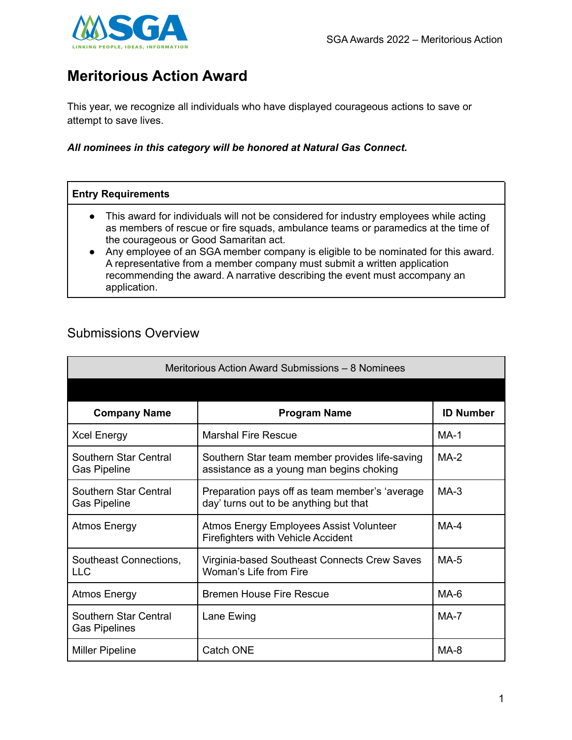# Meritorious Action Award

This year, we recognize all individuals who have displayed courageous actions to save or attempt to save lives.

***All nominees in this category will be honored at Natural Gas Connect.***

| **Entry Requirements** |
|---|
| • This award for individuals will not be considered for industry employees while acting as members of rescue or fire squads, ambulance teams or paramedics at the time of the courageous or Good Samaritan act.<br>• Any employee of an SGA member company is eligible to be nominated for this award. A representative from a member company must submit a written application recommending the award. A narrative describing the event must accompany an application. |

## Submissions Overview

| Meritorious Action Award Submissions – 8 Nominees | | |
|---|---|---|
| **Company Name** | **Program Name** | **ID Number** |
| Xcel Energy | Marshal Fire Rescue | MA-1 |
| Southern Star Central Gas Pipeline | Southern Star team member provides life-saving assistance as a young man begins choking | MA-2 |
| Southern Star Central Gas Pipeline | Preparation pays off as team member's 'average day' turns out to be anything but that | MA-3 |
| Atmos Energy | Atmos Energy Employees Assist Volunteer Firefighters with Vehicle Accident | MA-4 |
| Southeast Connections, LLC | Virginia-based Southeast Connects Crew Saves Woman's Life from Fire | MA-5 |
| Atmos Energy | Bremen House Fire Rescue | MA-6 |
| Southern Star Central Gas Pipelines | Lane Ewing | MA-7 |
| Miller Pipeline | Catch ONE | MA-8 |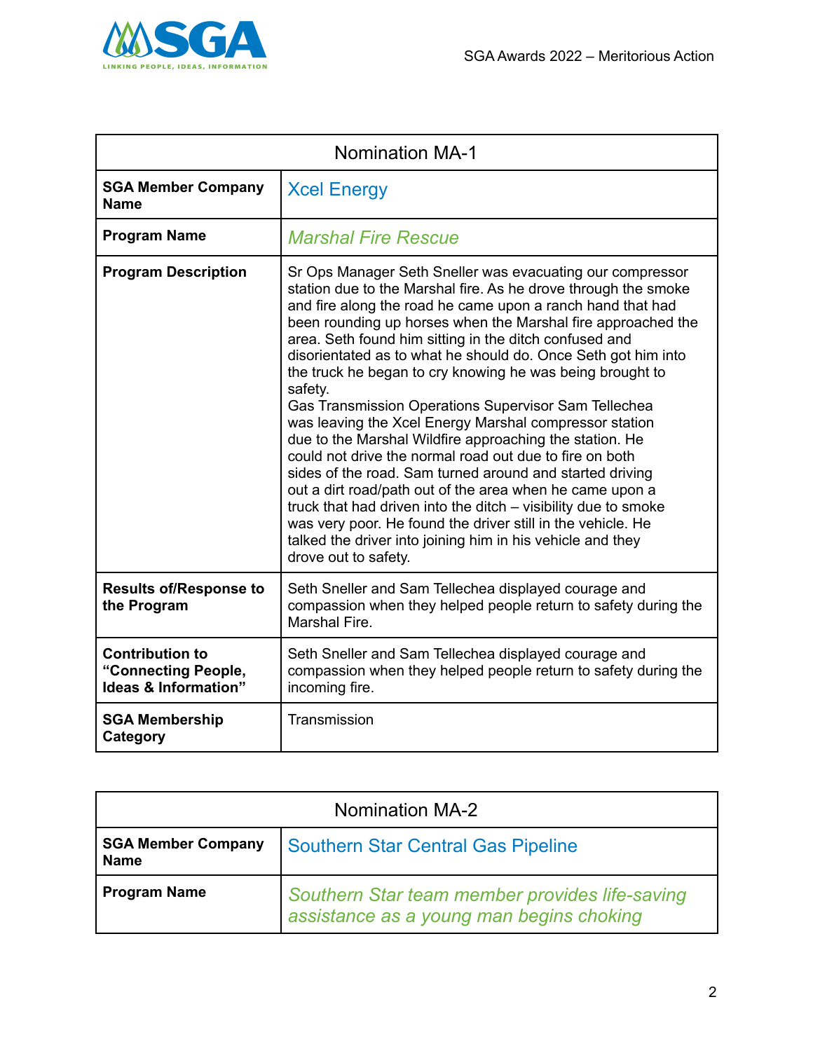| Nomination MA-1 | |
|---|---|
| **SGA Member Company Name** | Xcel Energy |
| **Program Name** | *Marshal Fire Rescue* |
| **Program Description** | Sr Ops Manager Seth Sneller was evacuating our compressor station due to the Marshal fire. As he drove through the smoke and fire along the road he came upon a ranch hand that had been rounding up horses when the Marshal fire approached the area. Seth found him sitting in the ditch confused and disorientated as to what he should do. Once Seth got him into the truck he began to cry knowing he was being brought to safety.<br>Gas Transmission Operations Supervisor Sam Tellechea was leaving the Xcel Energy Marshal compressor station due to the Marshal Wildfire approaching the station. He could not drive the normal road out due to fire on both sides of the road. Sam turned around and started driving out a dirt road/path out of the area when he came upon a truck that had driven into the ditch – visibility due to smoke was very poor. He found the driver still in the vehicle. He talked the driver into joining him in his vehicle and they drove out to safety. |
| **Results of/Response to the Program** | Seth Sneller and Sam Tellechea displayed courage and compassion when they helped people return to safety during the Marshal Fire. |
| **Contribution to "Connecting People, Ideas & Information"** | Seth Sneller and Sam Tellechea displayed courage and compassion when they helped people return to safety during the incoming fire. |
| **SGA Membership Category** | Transmission |

| Nomination MA-2 | |
|---|---|
| **SGA Member Company Name** | Southern Star Central Gas Pipeline |
| **Program Name** | *Southern Star team member provides life-saving assistance as a young man begins choking* |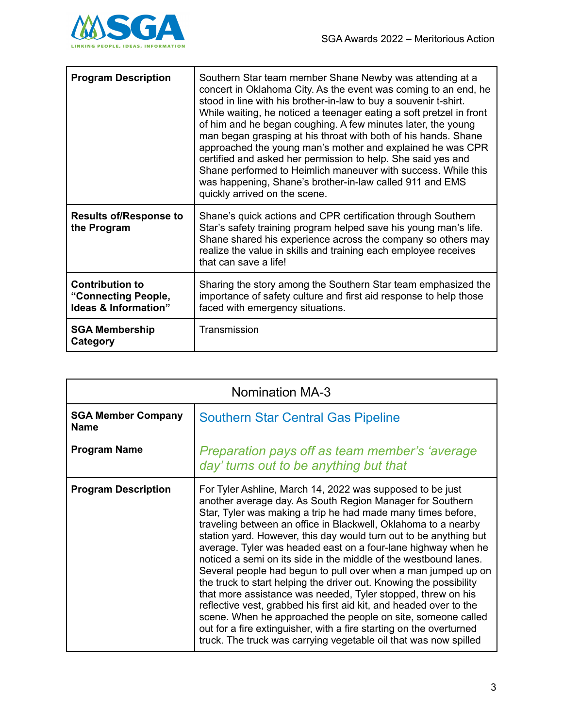| | |
|---|---|
| **Program Description** | Southern Star team member Shane Newby was attending at a concert in Oklahoma City. As the event was coming to an end, he stood in line with his brother-in-law to buy a souvenir t-shirt. While waiting, he noticed a teenager eating a soft pretzel in front of him and he began coughing. A few minutes later, the young man began grasping at his throat with both of his hands. Shane approached the young man's mother and explained he was CPR certified and asked her permission to help. She said yes and Shane performed to Heimlich maneuver with success. While this was happening, Shane's brother-in-law called 911 and EMS quickly arrived on the scene. |
| **Results of/Response to the Program** | Shane's quick actions and CPR certification through Southern Star's safety training program helped save his young man's life. Shane shared his experience across the company so others may realize the value in skills and training each employee receives that can save a life! |
| **Contribution to "Connecting People, Ideas & Information"** | Sharing the story among the Southern Star team emphasized the importance of safety culture and first aid response to help those faced with emergency situations. |
| **SGA Membership Category** | Transmission |

| Nomination MA-3 | |
|---|---|
| **SGA Member Company Name** | Southern Star Central Gas Pipeline |
| **Program Name** | *Preparation pays off as team member's 'average day' turns out to be anything but that* |
| **Program Description** | For Tyler Ashline, March 14, 2022 was supposed to be just another average day. As South Region Manager for Southern Star, Tyler was making a trip he had made many times before, traveling between an office in Blackwell, Oklahoma to a nearby station yard. However, this day would turn out to be anything but average. Tyler was headed east on a four-lane highway when he noticed a semi on its side in the middle of the westbound lanes. Several people had begun to pull over when a man jumped up on the truck to start helping the driver out. Knowing the possibility that more assistance was needed, Tyler stopped, threw on his reflective vest, grabbed his first aid kit, and headed over to the scene. When he approached the people on site, someone called out for a fire extinguisher, with a fire starting on the overturned truck. The truck was carrying vegetable oil that was now spilled |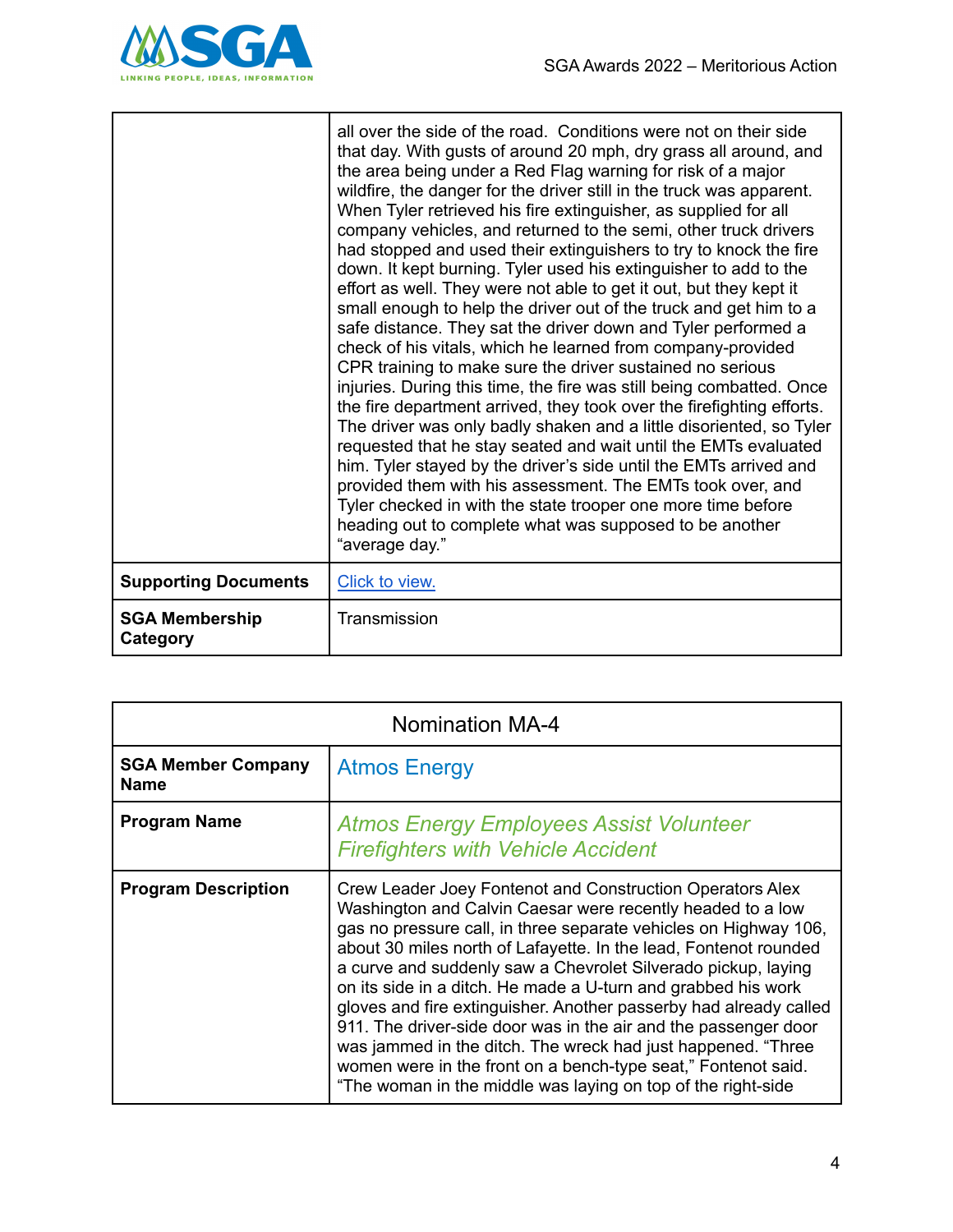| | |
|---|---|
| | all over the side of the road. Conditions were not on their side that day. With gusts of around 20 mph, dry grass all around, and the area being under a Red Flag warning for risk of a major wildfire, the danger for the driver still in the truck was apparent. When Tyler retrieved his fire extinguisher, as supplied for all company vehicles, and returned to the semi, other truck drivers had stopped and used their extinguishers to try to knock the fire down. It kept burning. Tyler used his extinguisher to add to the effort as well. They were not able to get it out, but they kept it small enough to help the driver out of the truck and get him to a safe distance. They sat the driver down and Tyler performed a check of his vitals, which he learned from company-provided CPR training to make sure the driver sustained no serious injuries. During this time, the fire was still being combatted. Once the fire department arrived, they took over the firefighting efforts. The driver was only badly shaken and a little disoriented, so Tyler requested that he stay seated and wait until the EMTs evaluated him. Tyler stayed by the driver's side until the EMTs arrived and provided them with his assessment. The EMTs took over, and Tyler checked in with the state trooper one more time before heading out to complete what was supposed to be another "average day." |
| **Supporting Documents** | Click to view. |
| **SGA Membership Category** | Transmission |

| Nomination MA-4 | |
|---|---|
| **SGA Member Company Name** | Atmos Energy |
| **Program Name** | *Atmos Energy Employees Assist Volunteer Firefighters with Vehicle Accident* |
| **Program Description** | Crew Leader Joey Fontenot and Construction Operators Alex Washington and Calvin Caesar were recently headed to a low gas no pressure call, in three separate vehicles on Highway 106, about 30 miles north of Lafayette. In the lead, Fontenot rounded a curve and suddenly saw a Chevrolet Silverado pickup, laying on its side in a ditch. He made a U-turn and grabbed his work gloves and fire extinguisher. Another passerby had already called 911. The driver-side door was in the air and the passenger door was jammed in the ditch. The wreck had just happened. "Three women were in the front on a bench-type seat," Fontenot said. "The woman in the middle was laying on top of the right-side |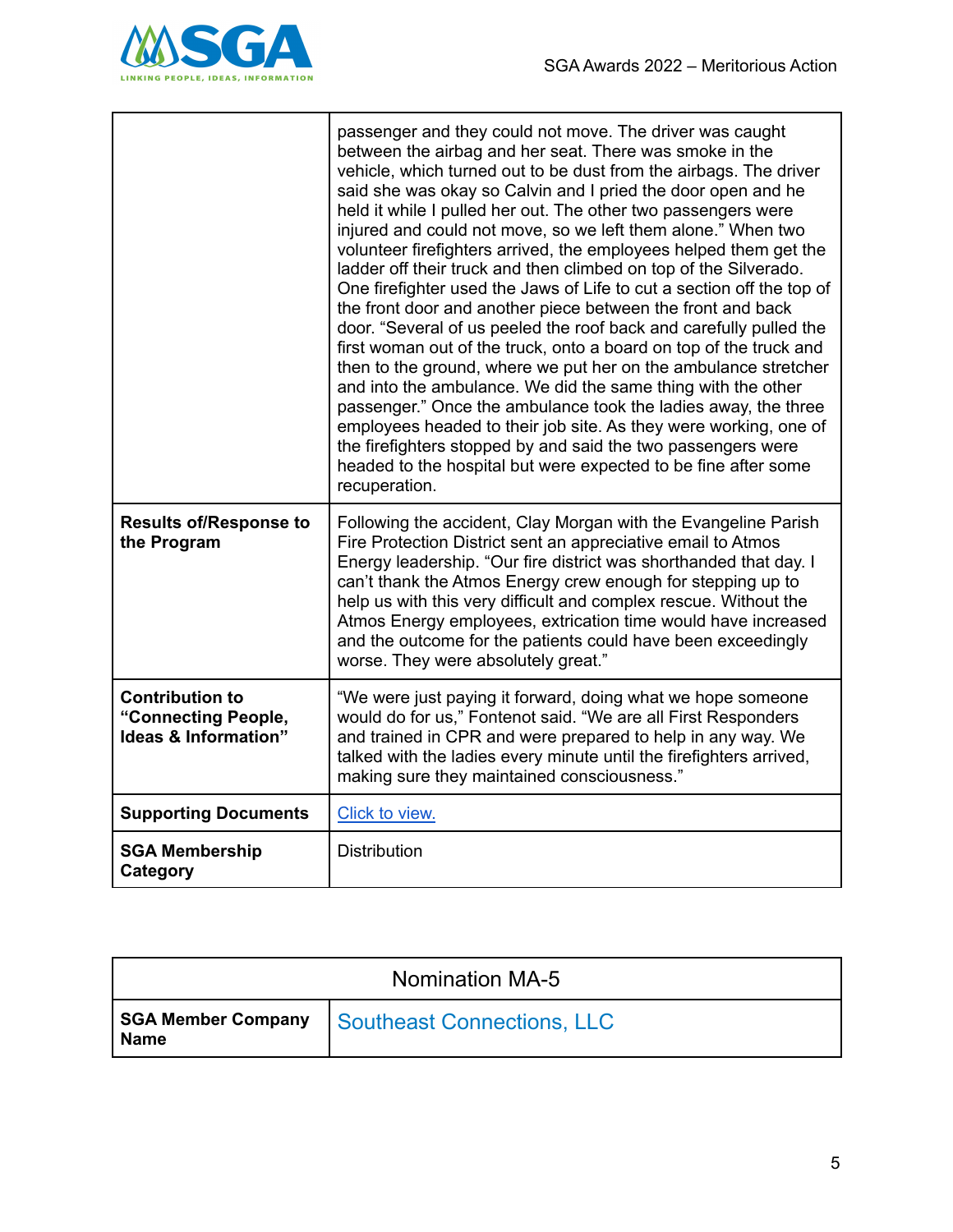| | |
|---|---|
| | passenger and they could not move. The driver was caught between the airbag and her seat. There was smoke in the vehicle, which turned out to be dust from the airbags. The driver said she was okay so Calvin and I pried the door open and he held it while I pulled her out. The other two passengers were injured and could not move, so we left them alone." When two volunteer firefighters arrived, the employees helped them get the ladder off their truck and then climbed on top of the Silverado. One firefighter used the Jaws of Life to cut a section off the top of the front door and another piece between the front and back door. "Several of us peeled the roof back and carefully pulled the first woman out of the truck, onto a board on top of the truck and then to the ground, where we put her on the ambulance stretcher and into the ambulance. We did the same thing with the other passenger." Once the ambulance took the ladies away, the three employees headed to their job site. As they were working, one of the firefighters stopped by and said the two passengers were headed to the hospital but were expected to be fine after some recuperation. |
| **Results of/Response to the Program** | Following the accident, Clay Morgan with the Evangeline Parish Fire Protection District sent an appreciative email to Atmos Energy leadership. "Our fire district was shorthanded that day. I can't thank the Atmos Energy crew enough for stepping up to help us with this very difficult and complex rescue. Without the Atmos Energy employees, extrication time would have increased and the outcome for the patients could have been exceedingly worse. They were absolutely great." |
| **Contribution to "Connecting People, Ideas & Information"** | "We were just paying it forward, doing what we hope someone would do for us," Fontenot said. "We are all First Responders and trained in CPR and were prepared to help in any way. We talked with the ladies every minute until the firefighters arrived, making sure they maintained consciousness." |
| **Supporting Documents** | Click to view. |
| **SGA Membership Category** | Distribution |

| Nomination MA-5 | |
|---|---|
| **SGA Member Company Name** | Southeast Connections, LLC |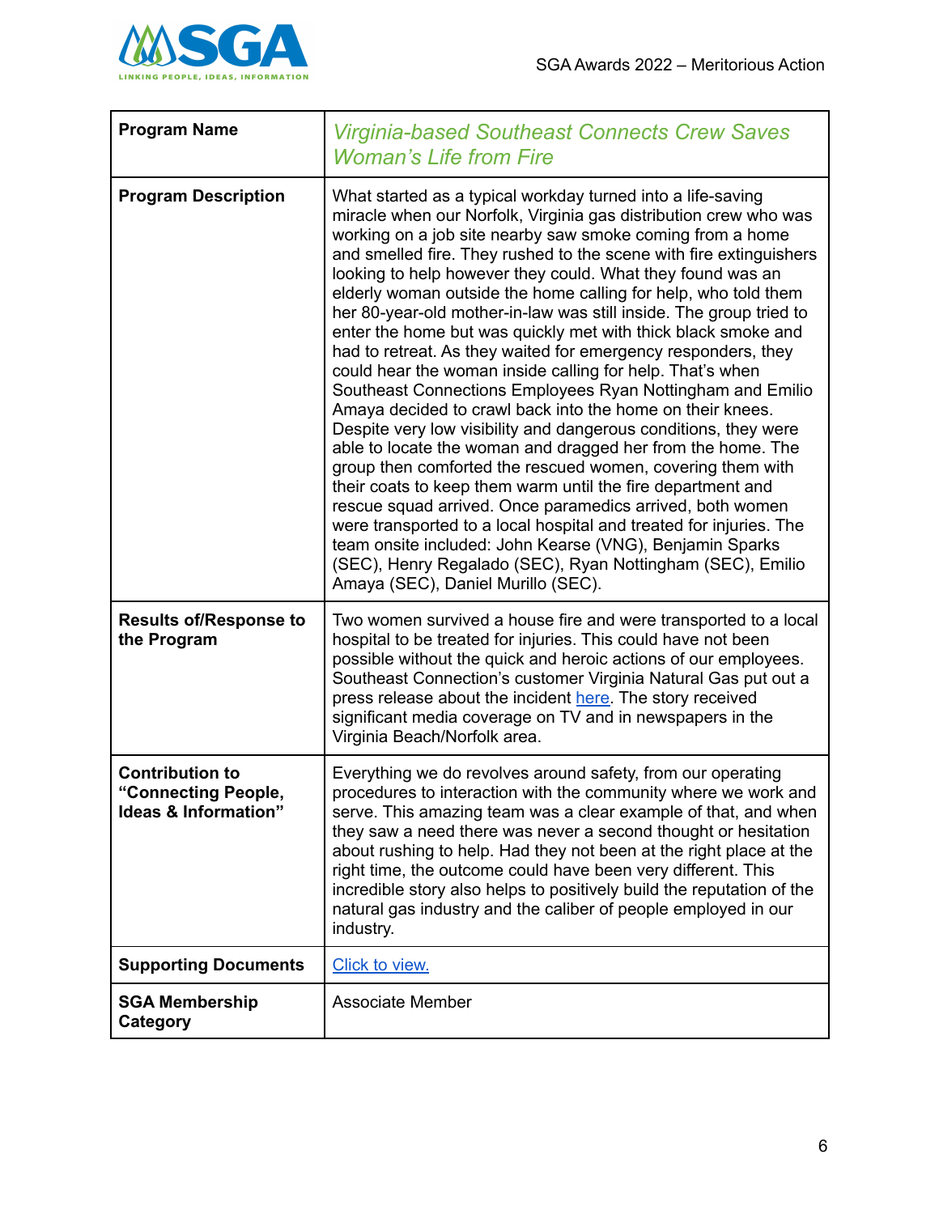| | |
|---|---|
| **Program Name** | *Virginia-based Southeast Connects Crew Saves Woman's Life from Fire* |
| **Program Description** | What started as a typical workday turned into a life-saving miracle when our Norfolk, Virginia gas distribution crew who was working on a job site nearby saw smoke coming from a home and smelled fire. They rushed to the scene with fire extinguishers looking to help however they could. What they found was an elderly woman outside the home calling for help, who told them her 80-year-old mother-in-law was still inside. The group tried to enter the home but was quickly met with thick black smoke and had to retreat. As they waited for emergency responders, they could hear the woman inside calling for help. That's when Southeast Connections Employees Ryan Nottingham and Emilio Amaya decided to crawl back into the home on their knees. Despite very low visibility and dangerous conditions, they were able to locate the woman and dragged her from the home. The group then comforted the rescued women, covering them with their coats to keep them warm until the fire department and rescue squad arrived. Once paramedics arrived, both women were transported to a local hospital and treated for injuries. The team onsite included: John Kearse (VNG), Benjamin Sparks (SEC), Henry Regalado (SEC), Ryan Nottingham (SEC), Emilio Amaya (SEC), Daniel Murillo (SEC). |
| **Results of/Response to the Program** | Two women survived a house fire and were transported to a local hospital to be treated for injuries. This could have not been possible without the quick and heroic actions of our employees. Southeast Connection's customer Virginia Natural Gas put out a press release about the incident here. The story received significant media coverage on TV and in newspapers in the Virginia Beach/Norfolk area. |
| **Contribution to "Connecting People, Ideas & Information"** | Everything we do revolves around safety, from our operating procedures to interaction with the community where we work and serve. This amazing team was a clear example of that, and when they saw a need there was never a second thought or hesitation about rushing to help. Had they not been at the right place at the right time, the outcome could have been very different. This incredible story also helps to positively build the reputation of the natural gas industry and the caliber of people employed in our industry. |
| **Supporting Documents** | Click to view. |
| **SGA Membership Category** | Associate Member |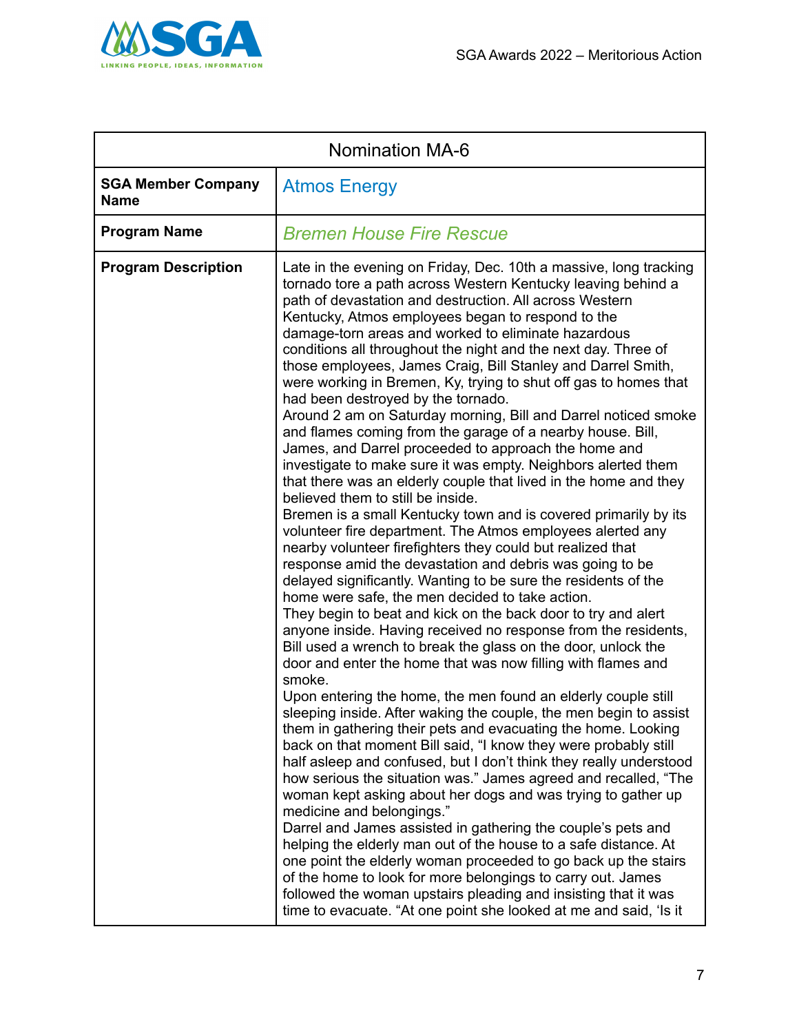| Nomination MA-6 | |
|---|---|
| **SGA Member Company Name** | Atmos Energy |
| **Program Name** | *Bremen House Fire Rescue* |
| **Program Description** | Late in the evening on Friday, Dec. 10th a massive, long tracking tornado tore a path across Western Kentucky leaving behind a path of devastation and destruction. All across Western Kentucky, Atmos employees began to respond to the damage-torn areas and worked to eliminate hazardous conditions all throughout the night and the next day. Three of those employees, James Craig, Bill Stanley and Darrel Smith, were working in Bremen, Ky, trying to shut off gas to homes that had been destroyed by the tornado.<br>Around 2 am on Saturday morning, Bill and Darrel noticed smoke and flames coming from the garage of a nearby house. Bill, James, and Darrel proceeded to approach the home and investigate to make sure it was empty. Neighbors alerted them that there was an elderly couple that lived in the home and they believed them to still be inside.<br>Bremen is a small Kentucky town and is covered primarily by its volunteer fire department. The Atmos employees alerted any nearby volunteer firefighters they could but realized that response amid the devastation and debris was going to be delayed significantly. Wanting to be sure the residents of the home were safe, the men decided to take action.<br>They begin to beat and kick on the back door to try and alert anyone inside. Having received no response from the residents, Bill used a wrench to break the glass on the door, unlock the door and enter the home that was now filling with flames and smoke.<br>Upon entering the home, the men found an elderly couple still sleeping inside. After waking the couple, the men begin to assist them in gathering their pets and evacuating the home. Looking back on that moment Bill said, "I know they were probably still half asleep and confused, but I don't think they really understood how serious the situation was." James agreed and recalled, "The woman kept asking about her dogs and was trying to gather up medicine and belongings."<br>Darrel and James assisted in gathering the couple's pets and helping the elderly man out of the house to a safe distance. At one point the elderly woman proceeded to go back up the stairs of the home to look for more belongings to carry out. James followed the woman upstairs pleading and insisting that it was time to evacuate. "At one point she looked at me and said, 'Is it |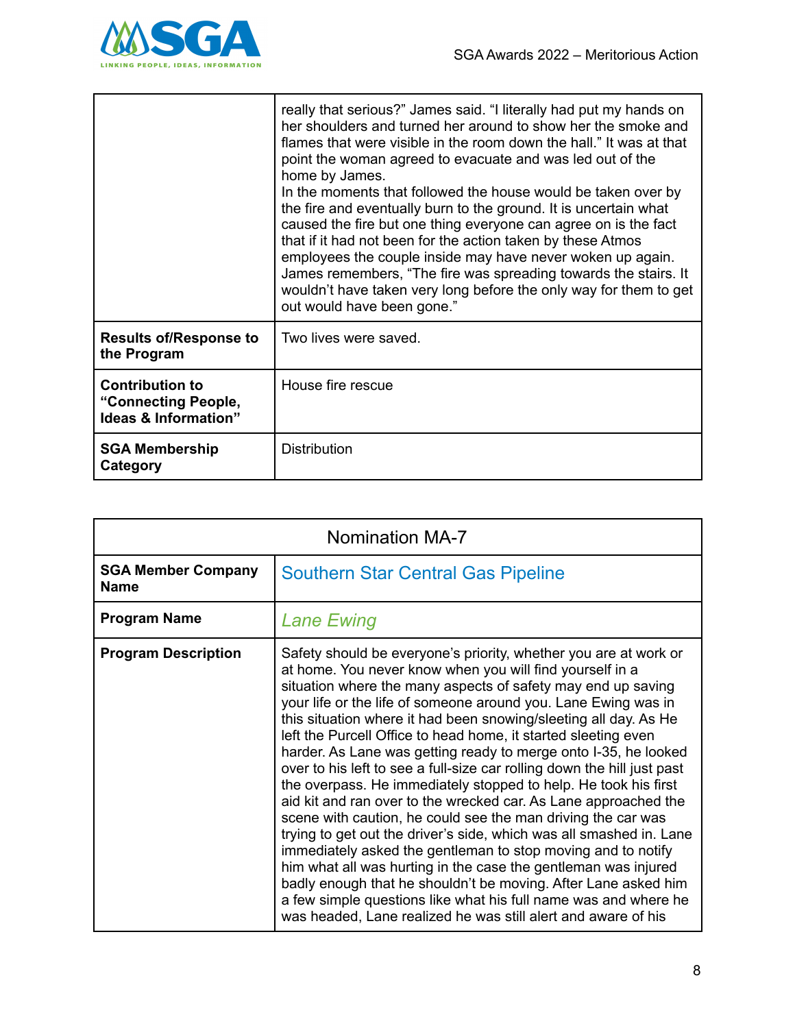| | |
|---|---|
| | really that serious?" James said. "I literally had put my hands on her shoulders and turned her around to show her the smoke and flames that were visible in the room down the hall." It was at that point the woman agreed to evacuate and was led out of the home by James.<br>In the moments that followed the house would be taken over by the fire and eventually burn to the ground. It is uncertain what caused the fire but one thing everyone can agree on is the fact that if it had not been for the action taken by these Atmos employees the couple inside may have never woken up again. James remembers, "The fire was spreading towards the stairs. It wouldn't have taken very long before the only way for them to get out would have been gone." |
| **Results of/Response to the Program** | Two lives were saved. |
| **Contribution to "Connecting People, Ideas & Information"** | House fire rescue |
| **SGA Membership Category** | Distribution |

| Nomination MA-7 | |
|---|---|
| **SGA Member Company Name** | Southern Star Central Gas Pipeline |
| **Program Name** | *Lane Ewing* |
| **Program Description** | Safety should be everyone's priority, whether you are at work or at home. You never know when you will find yourself in a situation where the many aspects of safety may end up saving your life or the life of someone around you. Lane Ewing was in this situation where it had been snowing/sleeting all day. As He left the Purcell Office to head home, it started sleeting even harder. As Lane was getting ready to merge onto I-35, he looked over to his left to see a full-size car rolling down the hill just past the overpass. He immediately stopped to help. He took his first aid kit and ran over to the wrecked car. As Lane approached the scene with caution, he could see the man driving the car was trying to get out the driver's side, which was all smashed in. Lane immediately asked the gentleman to stop moving and to notify him what all was hurting in the case the gentleman was injured badly enough that he shouldn't be moving. After Lane asked him a few simple questions like what his full name was and where he was headed, Lane realized he was still alert and aware of his |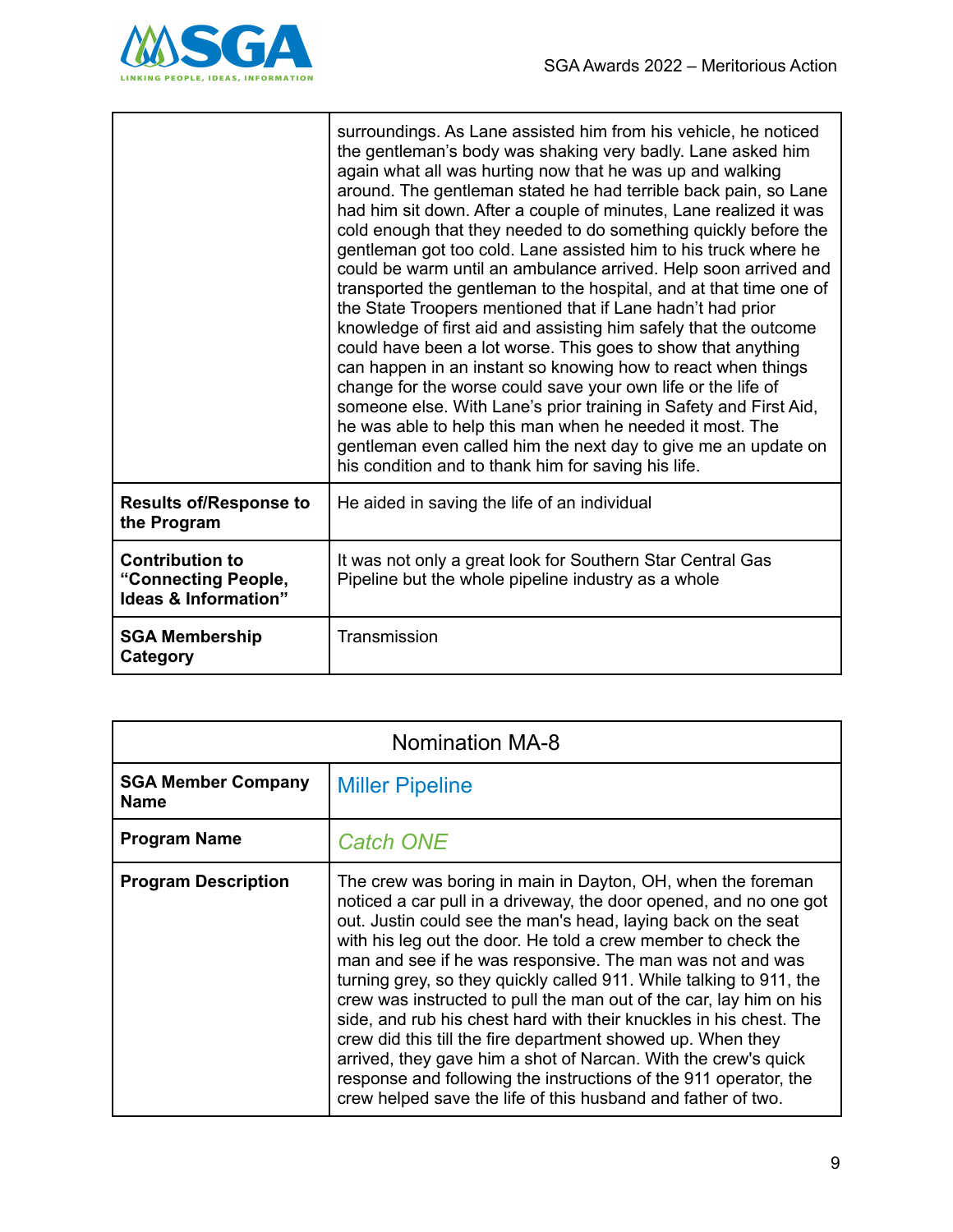| | |
|---|---|
| | surroundings. As Lane assisted him from his vehicle, he noticed the gentleman's body was shaking very badly. Lane asked him again what all was hurting now that he was up and walking around. The gentleman stated he had terrible back pain, so Lane had him sit down. After a couple of minutes, Lane realized it was cold enough that they needed to do something quickly before the gentleman got too cold. Lane assisted him to his truck where he could be warm until an ambulance arrived. Help soon arrived and transported the gentleman to the hospital, and at that time one of the State Troopers mentioned that if Lane hadn't had prior knowledge of first aid and assisting him safely that the outcome could have been a lot worse. This goes to show that anything can happen in an instant so knowing how to react when things change for the worse could save your own life or the life of someone else. With Lane's prior training in Safety and First Aid, he was able to help this man when he needed it most. The gentleman even called him the next day to give me an update on his condition and to thank him for saving his life. |
| **Results of/Response to the Program** | He aided in saving the life of an individual |
| **Contribution to "Connecting People, Ideas & Information"** | It was not only a great look for Southern Star Central Gas Pipeline but the whole pipeline industry as a whole |
| **SGA Membership Category** | Transmission |

| Nomination MA-8 | |
|---|---|
| **SGA Member Company Name** | Miller Pipeline |
| **Program Name** | *Catch ONE* |
| **Program Description** | The crew was boring in main in Dayton, OH, when the foreman noticed a car pull in a driveway, the door opened, and no one got out. Justin could see the man's head, laying back on the seat with his leg out the door. He told a crew member to check the man and see if he was responsive. The man was not and was turning grey, so they quickly called 911. While talking to 911, the crew was instructed to pull the man out of the car, lay him on his side, and rub his chest hard with their knuckles in his chest. The crew did this till the fire department showed up. When they arrived, they gave him a shot of Narcan. With the crew's quick response and following the instructions of the 911 operator, the crew helped save the life of this husband and father of two. |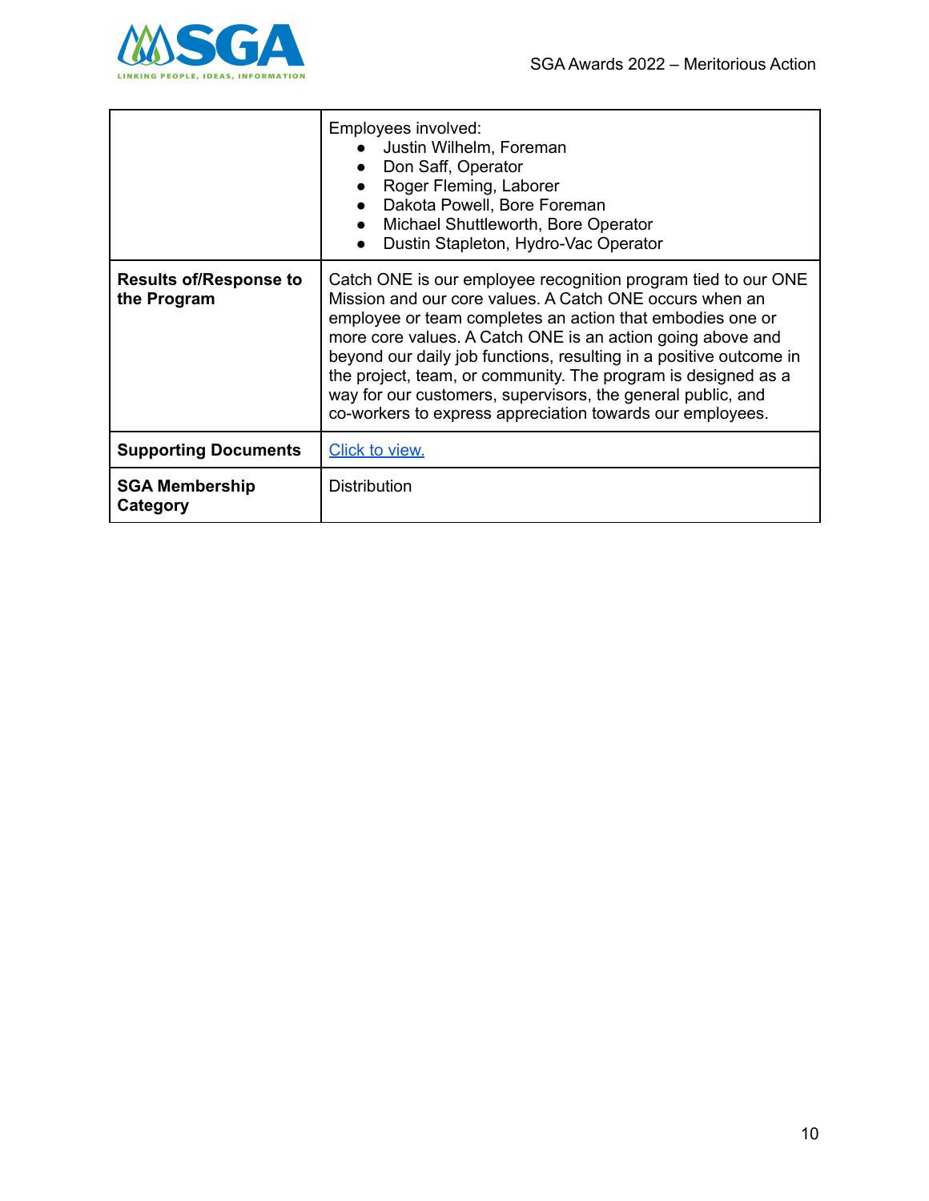| | |
|---|---|
| | Employees involved:<br>• Justin Wilhelm, Foreman<br>• Don Saff, Operator<br>• Roger Fleming, Laborer<br>• Dakota Powell, Bore Foreman<br>• Michael Shuttleworth, Bore Operator<br>• Dustin Stapleton, Hydro-Vac Operator |
| **Results of/Response to the Program** | Catch ONE is our employee recognition program tied to our ONE Mission and our core values. A Catch ONE occurs when an employee or team completes an action that embodies one or more core values. A Catch ONE is an action going above and beyond our daily job functions, resulting in a positive outcome in the project, team, or community. The program is designed as a way for our customers, supervisors, the general public, and co-workers to express appreciation towards our employees. |
| **Supporting Documents** | Click to view. |
| **SGA Membership Category** | Distribution |